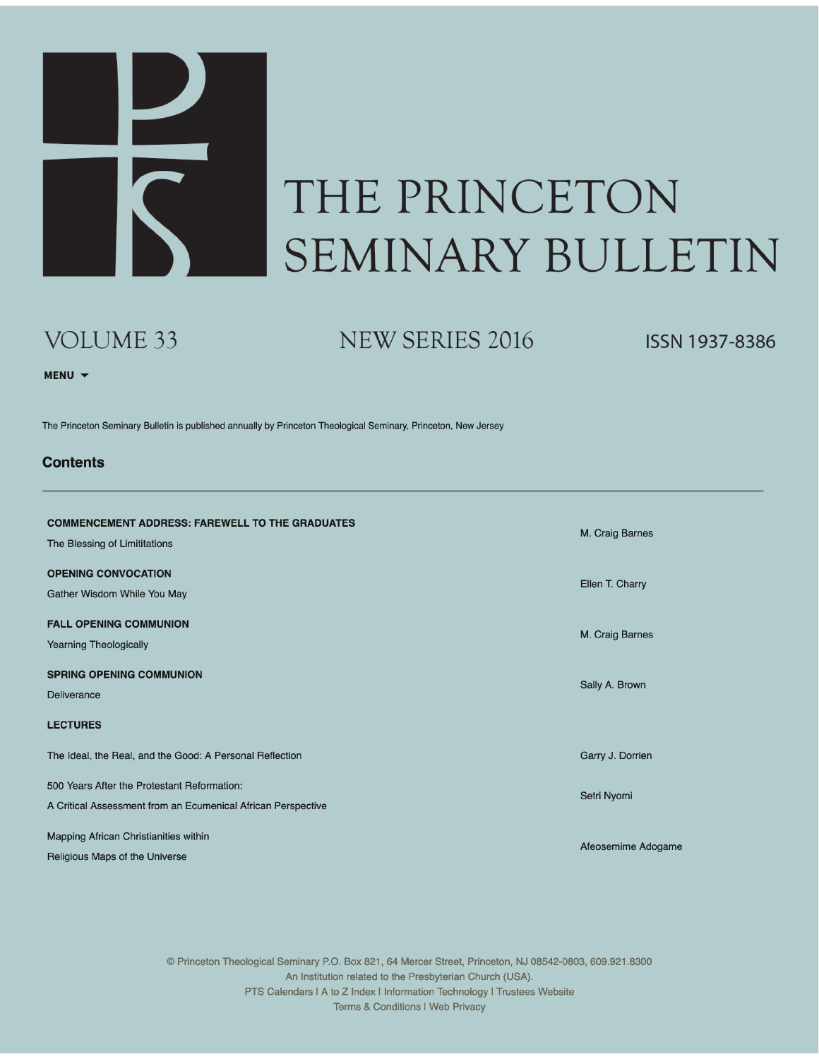# THE PRINCETON SEMINARY BULLETIN

VOLUME 33 NEW SERIES 2016 ISSN 1937-8386

MENU ▼

The Princeton Seminary Bulletin is published annually by Princeton Theological Seminary, Princeton, New Jersey

## Contents

---

| | |
|---|---|
| **COMMENCEMENT ADDRESS: FAREWELL TO THE GRADUATES**<br>The Blessing of Limititations | M. Craig Barnes |
| **OPENING CONVOCATION**<br>Gather Wisdom While You May | Ellen T. Charry |
| **FALL OPENING COMMUNION**<br>Yearning Theologically | M. Craig Barnes |
| **SPRING OPENING COMMUNION**<br>Deliverance | Sally A. Brown |
| **LECTURES** | |
| The Ideal, the Real, and the Good: A Personal Reflection | Garry J. Dorrien |
| 500 Years After the Protestant Reformation:<br>A Critical Assessment from an Ecumenical African Perspective | Setri Nyomi |
| Mapping African Christianities within<br>Religious Maps of the Universe | Afeosemime Adogame |

© Princeton Theological Seminary P.O. Box 821, 64 Mercer Street, Princeton, NJ 08542-0803, 609.921.8300
An Institution related to the Presbyterian Church (USA).
PTS Calendars | A to Z Index | Information Technology | Trustees Website
Terms & Conditions | Web Privacy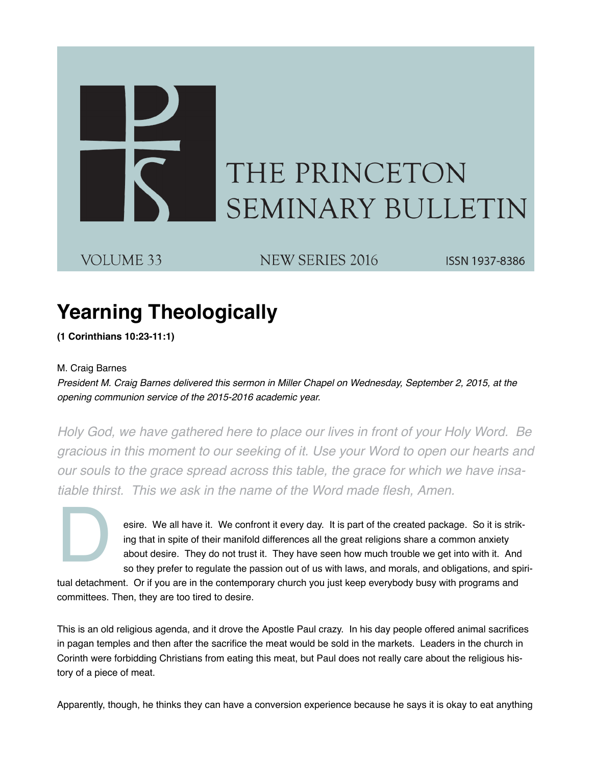# Yearning Theologically

**(1 Corinthians 10:23-11:1)**

M. Craig Barnes

*President M. Craig Barnes delivered this sermon in Miller Chapel on Wednesday, September 2, 2015, at the opening communion service of the 2015-2016 academic year.*

*Holy God, we have gathered here to place our lives in front of your Holy Word. Be gracious in this moment to our seeking of it. Use your Word to open our hearts and our souls to the grace spread across this table, the grace for which we have insatiable thirst. This we ask in the name of the Word made flesh, Amen.*

Desire. We all have it. We confront it every day. It is part of the created package. So it is striking that in spite of their manifold differences all the great religions share a common anxiety about desire. They do not trust it. They have seen how much trouble we get into with it. And so they prefer to regulate the passion out of us with laws, and morals, and obligations, and spiritual detachment. Or if you are in the contemporary church you just keep everybody busy with programs and committees. Then, they are too tired to desire.

This is an old religious agenda, and it drove the Apostle Paul crazy. In his day people offered animal sacrifices in pagan temples and then after the sacrifice the meat would be sold in the markets. Leaders in the church in Corinth were forbidding Christians from eating this meat, but Paul does not really care about the religious history of a piece of meat.

Apparently, though, he thinks they can have a conversion experience because he says it is okay to eat anything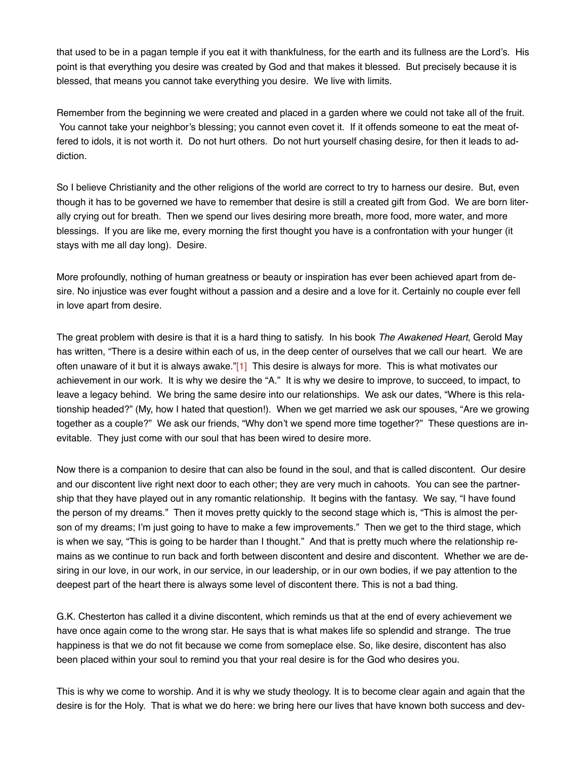that used to be in a pagan temple if you eat it with thankfulness, for the earth and its fullness are the Lord's. His point is that everything you desire was created by God and that makes it blessed. But precisely because it is blessed, that means you cannot take everything you desire. We live with limits.

Remember from the beginning we were created and placed in a garden where we could not take all of the fruit. You cannot take your neighbor's blessing; you cannot even covet it. If it offends someone to eat the meat offered to idols, it is not worth it. Do not hurt others. Do not hurt yourself chasing desire, for then it leads to addiction.

So I believe Christianity and the other religions of the world are correct to try to harness our desire. But, even though it has to be governed we have to remember that desire is still a created gift from God. We are born literally crying out for breath. Then we spend our lives desiring more breath, more food, more water, and more blessings. If you are like me, every morning the first thought you have is a confrontation with your hunger (it stays with me all day long). Desire.

More profoundly, nothing of human greatness or beauty or inspiration has ever been achieved apart from desire. No injustice was ever fought without a passion and a desire and a love for it. Certainly no couple ever fell in love apart from desire.

The great problem with desire is that it is a hard thing to satisfy. In his book *The Awakened Heart*, Gerold May has written, "There is a desire within each of us, in the deep center of ourselves that we call our heart. We are often unaware of it but it is always awake."[1] This desire is always for more. This is what motivates our achievement in our work. It is why we desire the "A." It is why we desire to improve, to succeed, to impact, to leave a legacy behind. We bring the same desire into our relationships. We ask our dates, "Where is this relationship headed?" (My, how I hated that question!). When we get married we ask our spouses, "Are we growing together as a couple?" We ask our friends, "Why don't we spend more time together?" These questions are inevitable. They just come with our soul that has been wired to desire more.

Now there is a companion to desire that can also be found in the soul, and that is called discontent. Our desire and our discontent live right next door to each other; they are very much in cahoots. You can see the partnership that they have played out in any romantic relationship. It begins with the fantasy. We say, "I have found the person of my dreams." Then it moves pretty quickly to the second stage which is, "This is almost the person of my dreams; I'm just going to have to make a few improvements." Then we get to the third stage, which is when we say, "This is going to be harder than I thought." And that is pretty much where the relationship remains as we continue to run back and forth between discontent and desire and discontent. Whether we are desiring in our love, in our work, in our service, in our leadership, or in our own bodies, if we pay attention to the deepest part of the heart there is always some level of discontent there. This is not a bad thing.

G.K. Chesterton has called it a divine discontent, which reminds us that at the end of every achievement we have once again come to the wrong star. He says that is what makes life so splendid and strange. The true happiness is that we do not fit because we come from someplace else. So, like desire, discontent has also been placed within your soul to remind you that your real desire is for the God who desires you.

This is why we come to worship. And it is why we study theology. It is to become clear again and again that the desire is for the Holy. That is what we do here: we bring here our lives that have known both success and dev-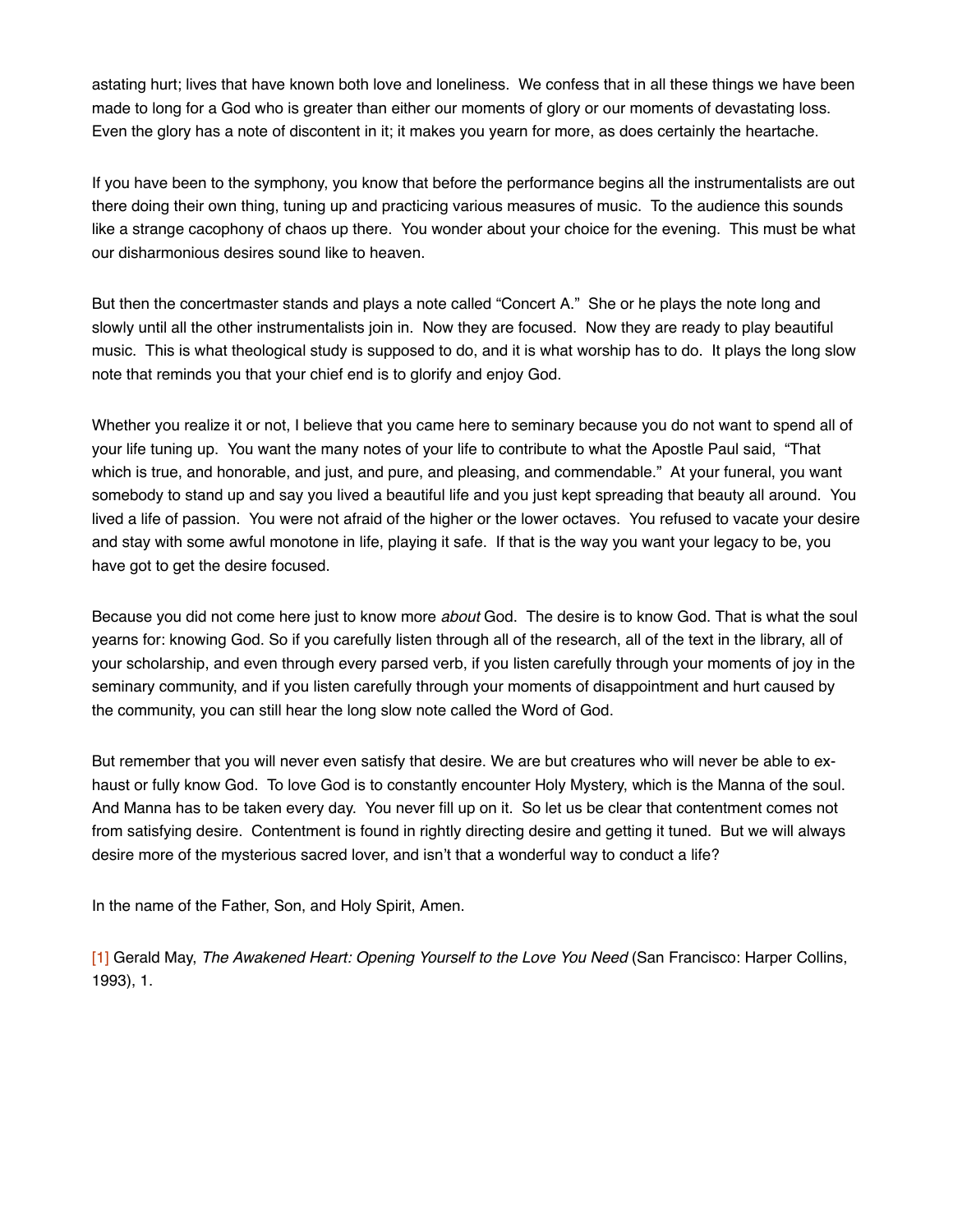astating hurt; lives that have known both love and loneliness. We confess that in all these things we have been made to long for a God who is greater than either our moments of glory or our moments of devastating loss. Even the glory has a note of discontent in it; it makes you yearn for more, as does certainly the heartache.

If you have been to the symphony, you know that before the performance begins all the instrumentalists are out there doing their own thing, tuning up and practicing various measures of music. To the audience this sounds like a strange cacophony of chaos up there. You wonder about your choice for the evening. This must be what our disharmonious desires sound like to heaven.

But then the concertmaster stands and plays a note called "Concert A." She or he plays the note long and slowly until all the other instrumentalists join in. Now they are focused. Now they are ready to play beautiful music. This is what theological study is supposed to do, and it is what worship has to do. It plays the long slow note that reminds you that your chief end is to glorify and enjoy God.

Whether you realize it or not, I believe that you came here to seminary because you do not want to spend all of your life tuning up. You want the many notes of your life to contribute to what the Apostle Paul said, "That which is true, and honorable, and just, and pure, and pleasing, and commendable." At your funeral, you want somebody to stand up and say you lived a beautiful life and you just kept spreading that beauty all around. You lived a life of passion. You were not afraid of the higher or the lower octaves. You refused to vacate your desire and stay with some awful monotone in life, playing it safe. If that is the way you want your legacy to be, you have got to get the desire focused.

Because you did not come here just to know more *about* God. The desire is to know God. That is what the soul yearns for: knowing God. So if you carefully listen through all of the research, all of the text in the library, all of your scholarship, and even through every parsed verb, if you listen carefully through your moments of joy in the seminary community, and if you listen carefully through your moments of disappointment and hurt caused by the community, you can still hear the long slow note called the Word of God.

But remember that you will never even satisfy that desire. We are but creatures who will never be able to exhaust or fully know God. To love God is to constantly encounter Holy Mystery, which is the Manna of the soul. And Manna has to be taken every day. You never fill up on it. So let us be clear that contentment comes not from satisfying desire. Contentment is found in rightly directing desire and getting it tuned. But we will always desire more of the mysterious sacred lover, and isn't that a wonderful way to conduct a life?

In the name of the Father, Son, and Holy Spirit, Amen.

[1] Gerald May, *The Awakened Heart: Opening Yourself to the Love You Need* (San Francisco: Harper Collins, 1993), 1.